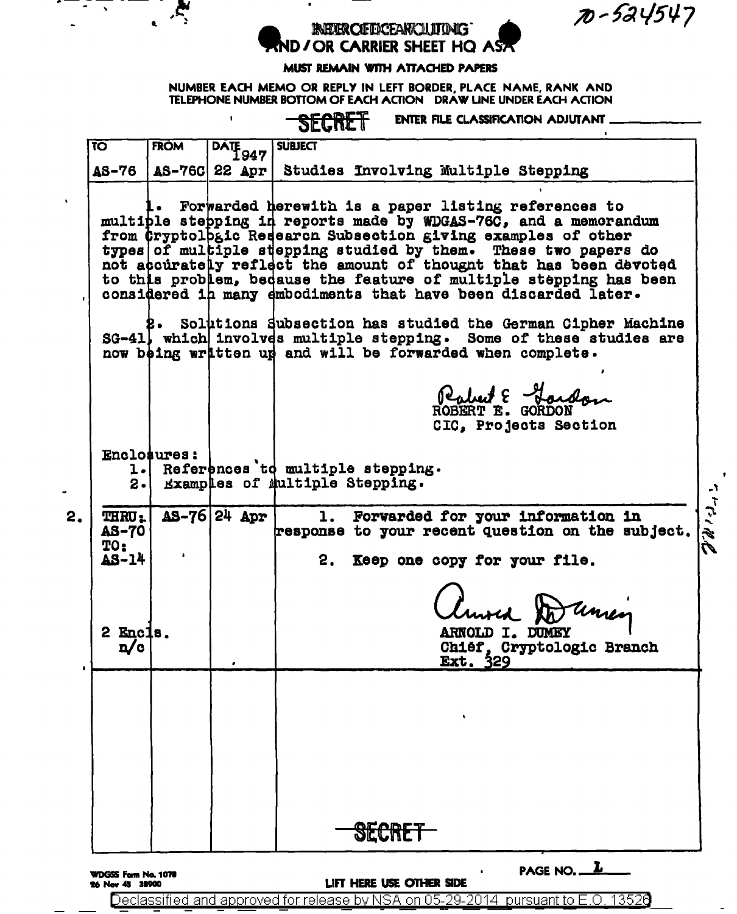70-524547

REFERENCE ROUTING AND/OR CARRIER SHEET HQ ASA

MUST REMAIN WITH ATTACHED PAPERS

NUMBER EACH MEMO OR REPLY IN LEFT BORDER, PLACE NAME, RANK AND TELEPHONE NUMBER BOTTOM OF EACH ACTION DRAW LINE UNDER EACH ACTION

SECRET ENTER FILE CLASSIFICATION ADJUTANT

| TO | FROM | DATE 1947 | SUBJECT |
|---|---|---|---|
| AS-76 | AS-76C | 22 Apr | Studies Involving Multiple Stepping |

1. Forwarded herewith is a paper listing references to multiple stepping in reports made by WDGAS-76C, and a memorandum from Cryptologic Research Subsection giving examples of other types of multiple stepping studied by them. These two papers do not accurately reflect the amount of thought that has been devoted to this problem, because the feature of multiple stepping has been considered in many embodiments that have been discarded later.

2. Solutions Subsection has studied the German Cipher Machine SG-41, which involves multiple stepping. Some of these studies are now being written up and will be forwarded when complete.

Robert E. Gordon
ROBERT E. GORDON
CIC, Projects Section

Enclosures:
1. References to multiple stepping.
2. Examples of Multiple Stepping.

---

2.

| TO | FROM | DATE | |
|---|---|---|---|
| THRU: AS-70 TO: AS-14 | AS-76 | 24 Apr | 1. Forwarded for your information in response to your recent question on the subject. 2. Keep one copy for your file. |

2 Encls.
n/c

Arnold I. Dumey
ARNOLD I. DUMEY
Chief, Cryptologic Branch
Ext. 329

SECRET

WDGSS Form No. 1078
26 Nov 45 38900

LIFT HERE USE OTHER SIDE

Declassified and approved for release by NSA on 05-29-2014 pursuant to E.O. 13526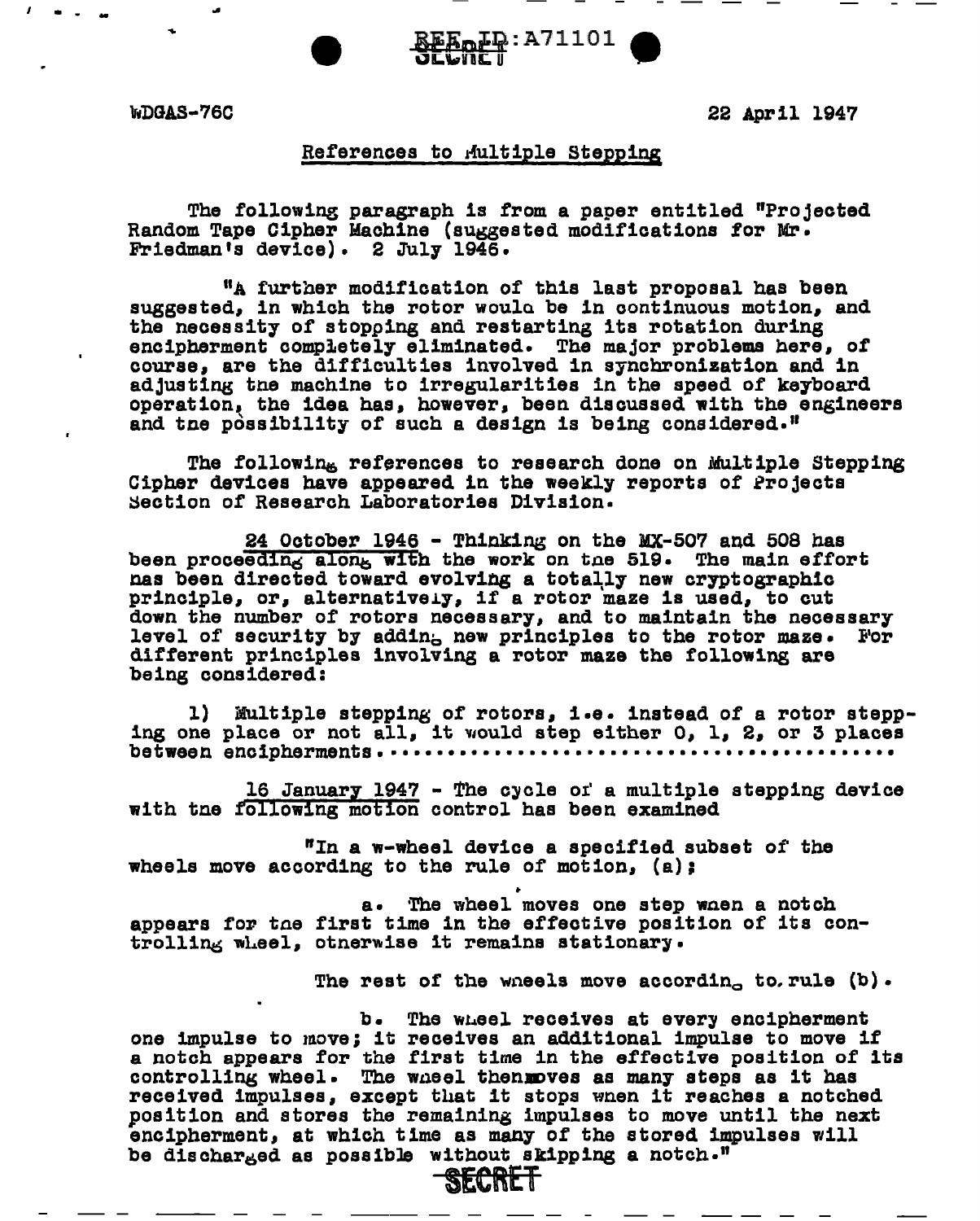WDGAS-76C

22 April 1947

## References to Multiple Stepping

The following paragraph is from a paper entitled "Projected Random Tape Cipher Machine (suggested modifications for Mr. Friedman's device). 2 July 1946.

"A further modification of this last proposal has been suggested, in which the rotor would be in continuous motion, and the necessity of stopping and restarting its rotation during encipherment completely eliminated. The major problems here, of course, are the difficulties involved in synchronization and in adjusting the machine to irregularities in the speed of keyboard operation, the idea has, however, been discussed with the engineers and the possibility of such a design is being considered."

The following references to research done on Multiple Stepping Cipher devices have appeared in the weekly reports of Projects Section of Research Laboratories Division.

<u>24 October 1946</u> - Thinking on the MX-507 and 508 has been proceeding along with the work on the 519. The main effort has been directed toward evolving a totally new cryptographic principle, or, alternatively, if a rotor maze is used, to cut down the number of rotors necessary, and to maintain the necessary level of security by adding new principles to the rotor maze. For different principles involving a rotor maze the following are being considered:

1) Multiple stepping of rotors, i.e. instead of a rotor stepping one place or not all, it would step either 0, 1, 2, or 3 places between encipherments..........................................

<u>16 January 1947</u> - The cycle of a multiple stepping device with the following motion control has been examined

"In a w-wheel device a specified subset of the wheels move according to the rule of motion, (a);

a. The wheel moves one step when a notch appears for the first time in the effective position of its controlling wheel, otherwise it remains stationary.

The rest of the wheels move according to rule (b).

b. The wheel receives at every encipherment one impulse to move; it receives an additional impulse to move if a notch appears for the first time in the effective position of its controlling wheel. The wheel then moves as many steps as it has received impulses, except that it stops when it reaches a notched position and stores the remaining impulses to move until the next encipherment, at which time as many of the stored impulses will be discharged as possible without skipping a notch."

SECRET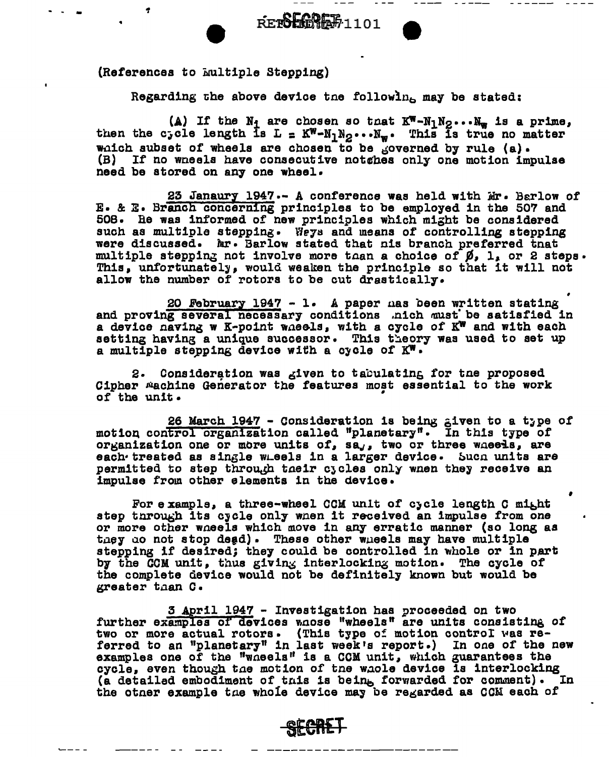(References to Multiple Stepping)

Regarding the above device the following may be stated:

(A) If the $N_i$ are chosen so that $K^w - N_1N_2 \ldots N_w$ is a prime, then the cycle length is $L = K^w - N_1N_2 \ldots N_w$. This is true no matter which subset of wheels are chosen to be governed by rule (a).
(B) If no wheels have consecutive notches only one motion impulse need be stored on any one wheel.

<u>23 Janaury 1947</u>.- A conference was held with Mr. Barlow of E. & E. Branch concerning principles to be employed in the 507 and 508. He was informed of new principles which might be considered such as multiple stepping. Ways and means of controlling stepping were discussed. Mr. Barlow stated that his branch preferred that multiple stepping not involve more than a choice of Ø, 1, or 2 steps. This, unfortunately, would weaken the principle so that it will not allow the number of rotors to be cut drastically.

<u>20 February 1947</u> - 1. A paper has been written stating and proving several necessary conditions which must be satisfied in a device having w K-point wheels, with a cycle of $K^w$ and with each setting having a unique successor. This theory was used to set up a multiple stepping device with a cycle of $K^w$.

2. Consideration was given to tabulating for the proposed Cipher Machine Generator the features most essential to the work of the unit.

<u>26 March 1947</u> - Consideration is being given to a type of motion control organization called "planetary". In this type of organization one or more units of, say, two or three wheels, are each treated as single wheels in a larger device. Such units are permitted to step through their cycles only when they receive an impulse from other elements in the device.

For example, a three-wheel CCM unit of cycle length C might step through its cycle only when it received an impulse from one or more other wheels which move in any erratic manner (so long as they do not stop dead). These other wheels may have multiple stepping if desired; they could be controlled in whole or in part by the CCM unit, thus giving interlocking motion. The cycle of the complete device would not be definitely known but would be greater than C.

<u>3 April 1947</u> - Investigation has proceeded on two further examples of devices whose "wheels" are units consisting of two or more actual rotors. (This type of motion control was referred to an "planetary" in last week's report.) In one of the new examples one of the "wheels" is a CCM unit, which guarantees the cycle, even though the motion of the whole device is interlocking (a detailed embodiment of this is being forwarded for comment). In the other example the whole device may be regarded as CCM each of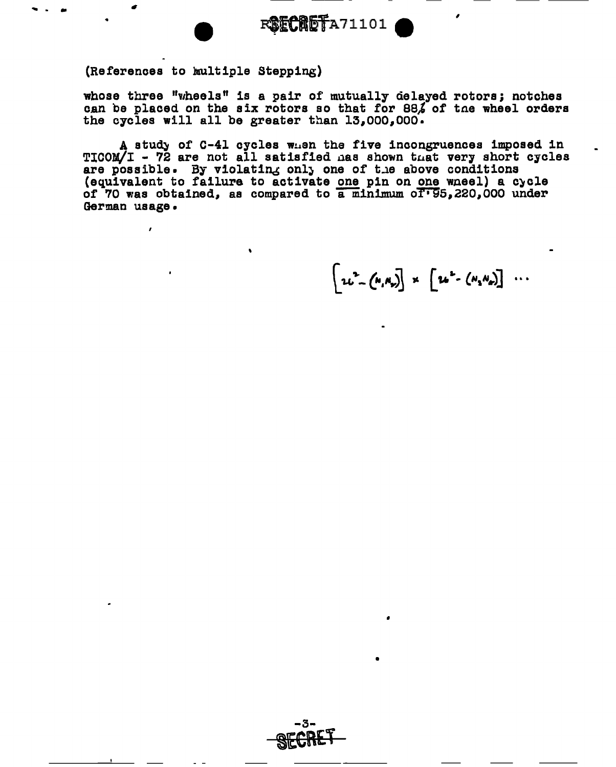(References to Multiple Stepping)

whose three "wheels" is a pair of mutually delayed rotors; notches can be placed on the six rotors so that for 88% of the wheel orders the cycles will all be greater than 13,000,000.

A study of C-41 cycles when the five incongruences imposed in TICOM/I - 72 are not all satisfied has shown that very short cycles are possible. By violating only one of the above conditions (equivalent to failure to activate <u>one</u> pin on <u>one</u> wheel) a cycle of 70 was obtained, as compared to <u>a minimum of</u> 95,220,000 under German usage.

$$\left[26^2 - (N_1 N_2)\right] \times \left[26^2 - (N_3 N_4)\right] \cdots$$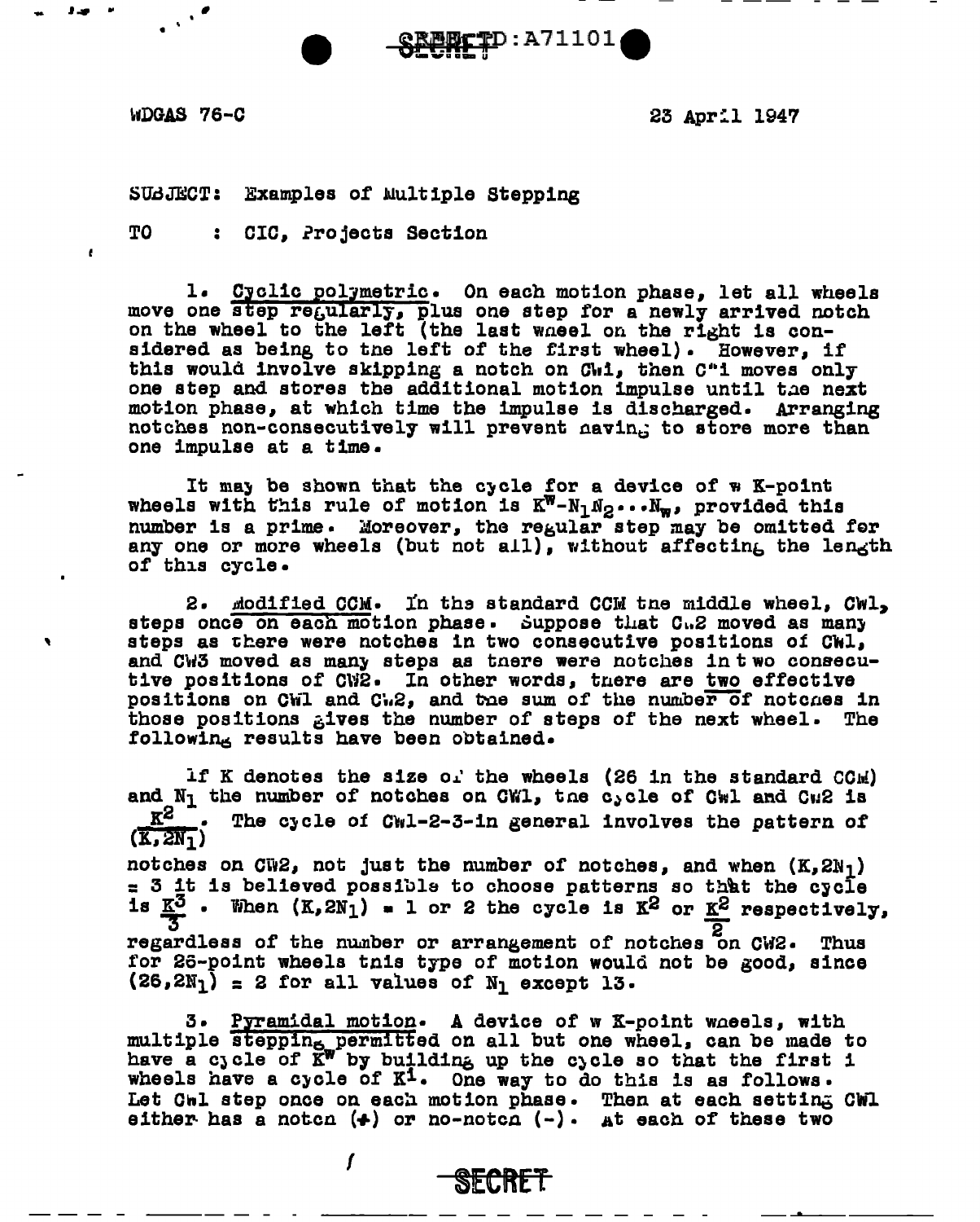REF ID:A71101

WDGAS 76-C

23 April 1947

SUBJECT: Examples of Multiple Stepping

TO : CIC, Projects Section

1. Cyclic polymetric. On each motion phase, let all wheels move one step regularly, plus one step for a newly arrived notch on the wheel to the left (the last wheel on the right is considered as being to the left of the first wheel). However, if this would involve skipping a notch on CW1, then CW1 moves only one step and stores the additional motion impulse until the next motion phase, at which time the impulse is discharged. Arranging notches non-consecutively will prevent having to store more than one impulse at a time.

It may be shown that the cycle for a device of w K-point wheels with this rule of motion is $K^w - N_1 N_2 \ldots N_w$, provided this number is a prime. Moreover, the regular step may be omitted for any one or more wheels (but not all), without affecting the length of this cycle.

2. Modified CCM. In the standard CCM the middle wheel, CW1, steps once on each motion phase. Suppose that CW2 moved as many steps as there were notches in two consecutive positions of CW1, and CW3 moved as many steps as there were notches in two consecutive positions of CW2. In other words, there are two effective positions on CW1 and CW2, and the sum of the number of notches in those positions gives the number of steps of the next wheel. The following results have been obtained.

If K denotes the size of the wheels (26 in the standard CCM) and $N_1$ the number of notches on CW1, the cycle of CW1 and CW2 is $\frac{K^2}{(K, 2N_1)}$. The cycle of CW1-2-3-in general involves the pattern of notches on CW2, not just the number of notches, and when $(K, 2N_1) = 3$ it is believed possible to choose patterns so that the cycle is $\frac{K^3}{3}$. When $(K, 2N_1) = 1$ or $2$ the cycle is $K^2$ or $\frac{K^2}{2}$ respectively, regardless of the number or arrangement of notches on CW2. Thus for 26-point wheels this type of motion would not be good, since $(26, 2N_1) = 2$ for all values of $N_1$ except 13.

3. Pyramidal motion. A device of w K-point wheels, with multiple stepping permitted on all but one wheel, can be made to have a cycle of $K^w$ by building up the cycle so that the first i wheels have a cycle of $K^i$. One way to do this is as follows. Let CW1 step once on each motion phase. Then at each setting CW1 either has a notch (+) or no-notch (-). At each of these two

SECRET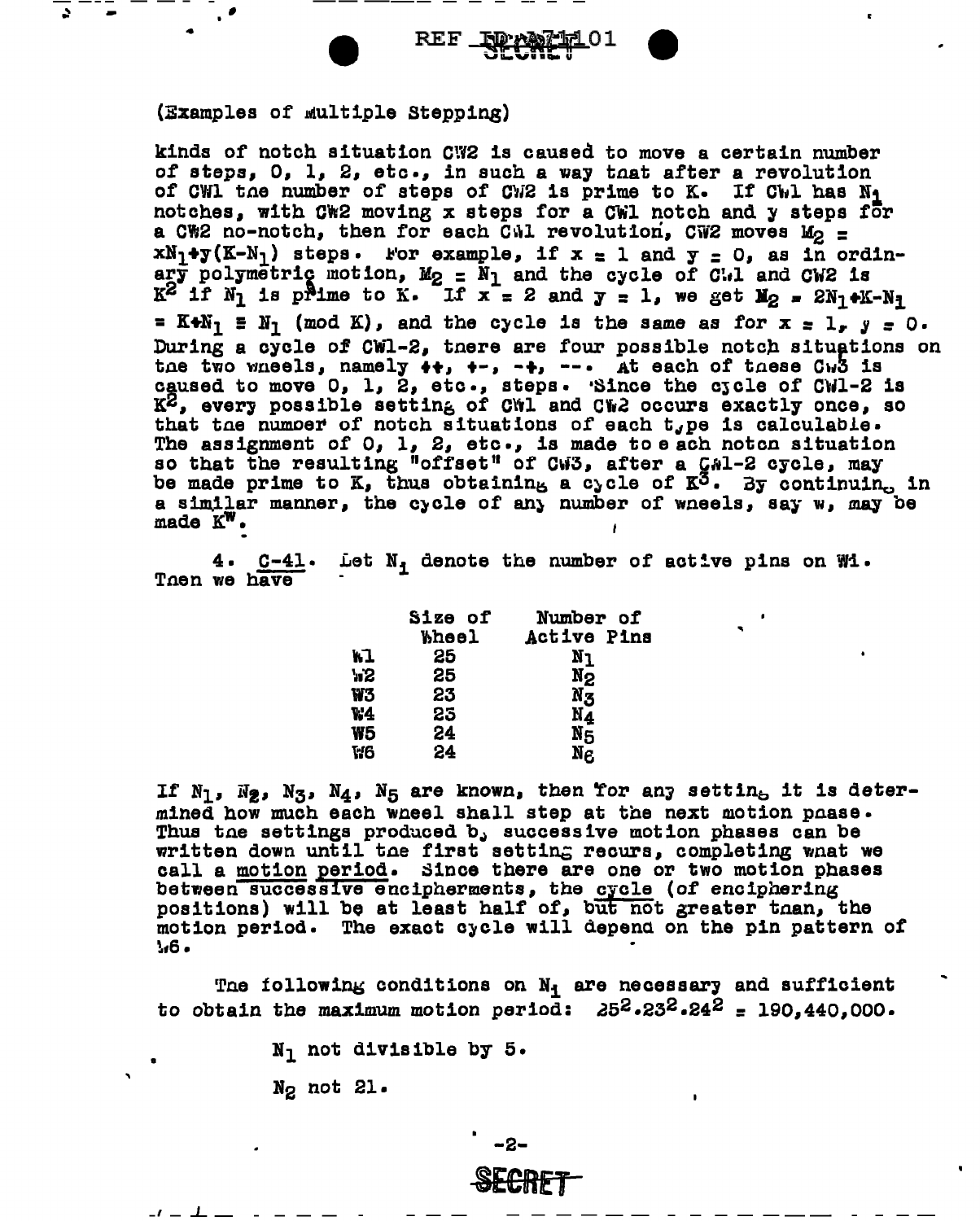(Examples of Multiple Stepping)

kinds of notch situation CW2 is caused to move a certain number of steps, 0, 1, 2, etc., in such a way that after a revolution of CW1 the number of steps of CW2 is prime to K. If CW1 has $N_1$ notches, with CW2 moving x steps for a CW1 notch and y steps for a CW2 no-notch, then for each CW1 revolution, CW2 moves $M_2 = xN_1+y(K-N_1)$ steps. For example, if $x = 1$ and $y = 0$, as in ordinary polymetric motion, $M_2 = N_1$ and the cycle of CW1 and CW2 is $K^2$ if $N_1$ is prime to K. If $x = 2$ and $y = 1$, we get $M_2 = 2N_1+K-N_1 = K+N_1 \equiv N_1 \pmod{K}$, and the cycle is the same as for $x = 1$, $y = 0$. During a cycle of CW1-2, there are four possible notch situations on the two wheels, namely ++, +-, -+, --. At each of these CW3 is caused to move 0, 1, 2, etc., steps. Since the cycle of CW1-2 is $K^2$, every possible setting of CW1 and CW2 occurs exactly once, so that the number of notch situations of each type is calculable. The assignment of 0, 1, 2, etc., is made to each notch situation so that the resulting "offset" of CW3, after a CW1-2 cycle, may be made prime to K, thus obtaining a cycle of $K^3$. By continuing in a similar manner, the cycle of any number of wheels, say w, may be made $K^w$.

4. C-41. Let $N_i$ denote the number of active pins on Wi. Then we have

| | Size of Wheel | Number of Active Pins |
|---|---|---|
| W1 | 25 | $N_1$ |
| W2 | 25 | $N_2$ |
| W3 | 23 | $N_3$ |
| W4 | 23 | $N_4$ |
| W5 | 24 | $N_5$ |
| W6 | 24 | $N_6$ |

If $N_1$, $N_2$, $N_3$, $N_4$, $N_5$ are known, then for any setting it is determined how much each wheel shall step at the next motion phase. Thus the settings produced by successive motion phases can be written down until the first setting recurs, completing what we call a motion period. Since there are one or two motion phases between successive encipherments, the cycle (of enciphering positions) will be at least half of, but not greater than, the motion period. The exact cycle will depend on the pin pattern of W6.

The following conditions on $N_i$ are necessary and sufficient to obtain the maximum motion period: $25^2 \cdot 23^2 \cdot 24^2 = 190,440,000$.

$N_1$ not divisible by 5.

$N_2$ not 21.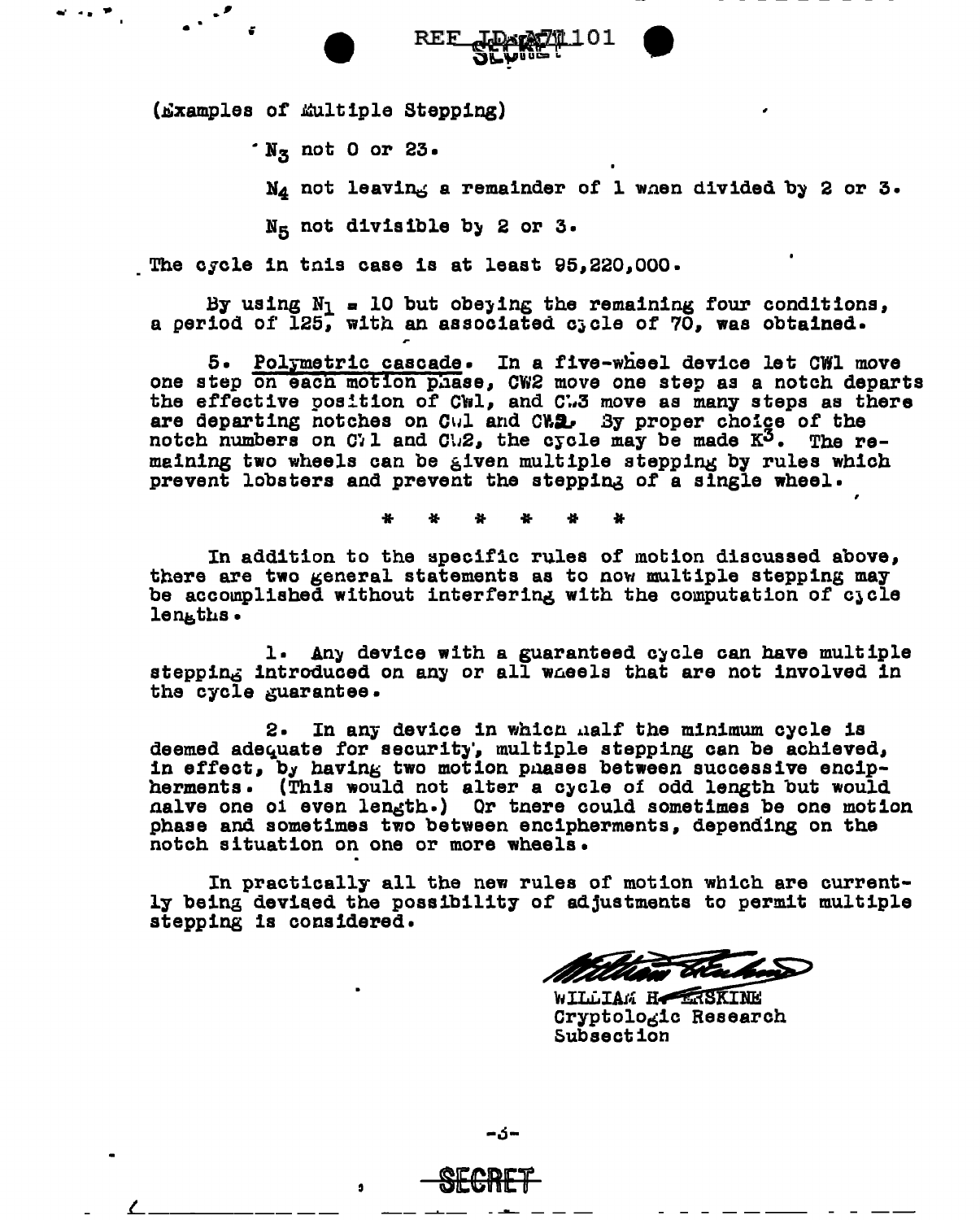(Examples of Multiple Stepping)

$N_3$ not 0 or 23.

$N_4$ not leaving a remainder of 1 when divided by 2 or 3.

$N_5$ not divisible by 2 or 3.

The cycle in this case is at least 95,220,000.

By using $N_1 = 10$ but obeying the remaining four conditions, a period of 125, with an associated cycle of 70, was obtained.

5. Polymetric cascade. In a five-wheel device let CW1 move one step on each motion phase, CW2 move one step as a notch departs the effective position of CW1, and CW3 move as many steps as there are departing notches on CW1 and CW2. By proper choice of the notch numbers on CW1 and CW2, the cycle may be made $K^3$. The remaining two wheels can be given multiple stepping by rules which prevent lobsters and prevent the stepping of a single wheel.

\* \* \* \* \* \*

In addition to the specific rules of motion discussed above, there are two general statements as to how multiple stepping may be accomplished without interfering with the computation of cycle lengths.

1. Any device with a guaranteed cycle can have multiple stepping introduced on any or all wheels that are not involved in the cycle guarantee.

2. In any device in which half the minimum cycle is deemed adequate for security, multiple stepping can be achieved, in effect, by having two motion phases between successive encipherments. (This would not alter a cycle of odd length but would halve one of even length.) Or there could sometimes be one motion phase and sometimes two between encipherments, depending on the notch situation on one or more wheels.

In practically all the new rules of motion which are currently being devised the possibility of adjustments to permit multiple stepping is considered.

WILLIAM H. ERSKINE
Cryptologic Research
Subsection